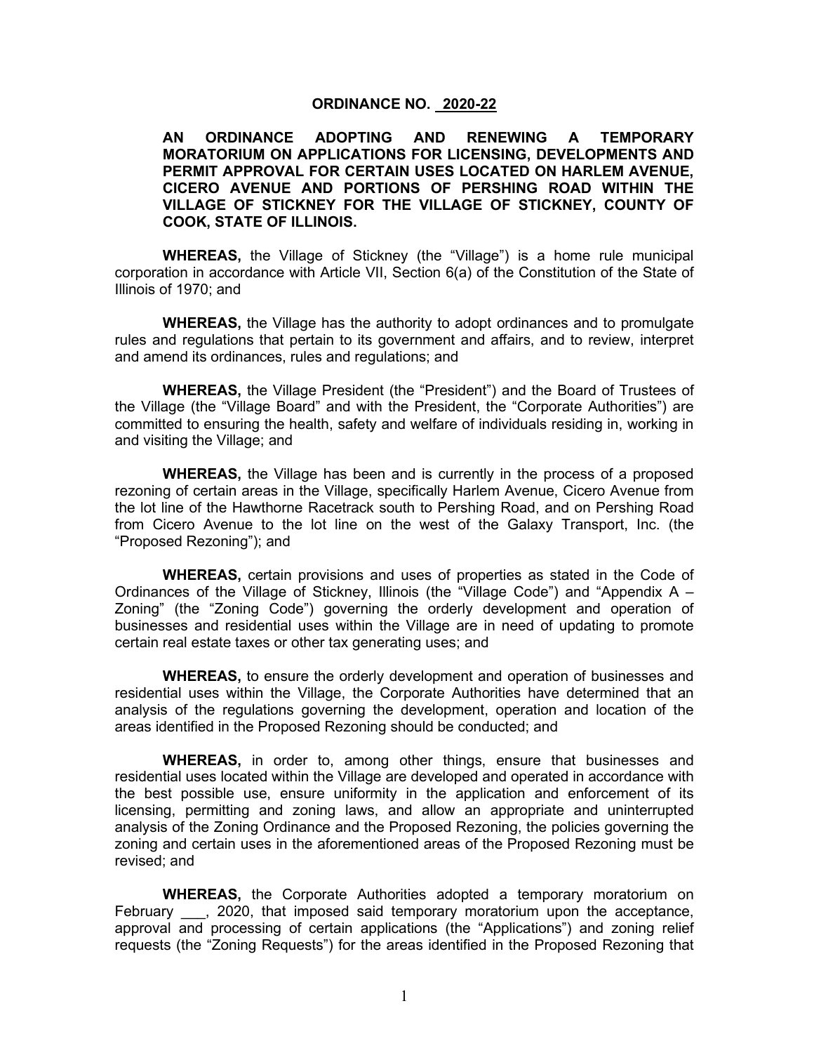# ORDINANCE NO. 2020-22

**AN ORDINANCE ADOPTING AND RENEWING A TEMPORARY MORATORIUM ON APPLICATIONS FOR LICENSING, DEVELOPMENTS AND PERMIT APPROVAL FOR CERTAIN USES LOCATED ON HARLEM AVENUE, CICERO AVENUE AND PORTIONS OF PERSHING ROAD WITHIN THE VILLAGE OF STICKNEY FOR THE VILLAGE OF STICKNEY, COUNTY OF COOK, STATE OF ILLINOIS.**

**WHEREAS,** the Village of Stickney (the "Village") is a home rule municipal corporation in accordance with Article VII, Section 6(a) of the Constitution of the State of Illinois of 1970; and

**WHEREAS,** the Village has the authority to adopt ordinances and to promulgate rules and regulations that pertain to its government and affairs, and to review, interpret and amend its ordinances, rules and regulations; and

**WHEREAS,** the Village President (the "President") and the Board of Trustees of the Village (the "Village Board" and with the President, the "Corporate Authorities") are committed to ensuring the health, safety and welfare of individuals residing in, working in and visiting the Village; and

**WHEREAS,** the Village has been and is currently in the process of a proposed rezoning of certain areas in the Village, specifically Harlem Avenue, Cicero Avenue from the lot line of the Hawthorne Racetrack south to Pershing Road, and on Pershing Road from Cicero Avenue to the lot line on the west of the Galaxy Transport, Inc. (the "Proposed Rezoning"); and

**WHEREAS,** certain provisions and uses of properties as stated in the Code of Ordinances of the Village of Stickney, Illinois (the "Village Code") and "Appendix A – Zoning" (the "Zoning Code") governing the orderly development and operation of businesses and residential uses within the Village are in need of updating to promote certain real estate taxes or other tax generating uses; and

**WHEREAS,** to ensure the orderly development and operation of businesses and residential uses within the Village, the Corporate Authorities have determined that an analysis of the regulations governing the development, operation and location of the areas identified in the Proposed Rezoning should be conducted; and

**WHEREAS,** in order to, among other things, ensure that businesses and residential uses located within the Village are developed and operated in accordance with the best possible use, ensure uniformity in the application and enforcement of its licensing, permitting and zoning laws, and allow an appropriate and uninterrupted analysis of the Zoning Ordinance and the Proposed Rezoning, the policies governing the zoning and certain uses in the aforementioned areas of the Proposed Rezoning must be revised; and

**WHEREAS,** the Corporate Authorities adopted a temporary moratorium on February ___, 2020, that imposed said temporary moratorium upon the acceptance, approval and processing of certain applications (the "Applications") and zoning relief requests (the "Zoning Requests") for the areas identified in the Proposed Rezoning that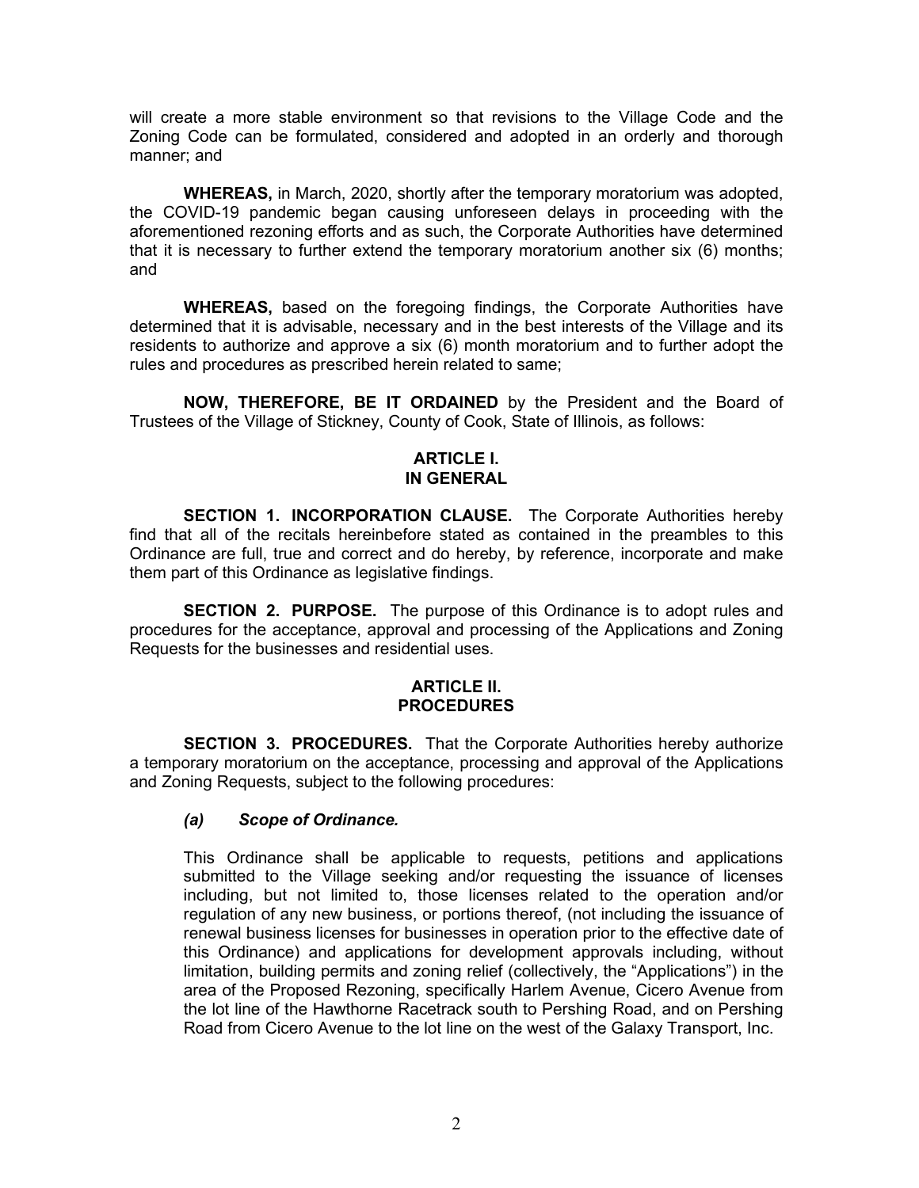will create a more stable environment so that revisions to the Village Code and the Zoning Code can be formulated, considered and adopted in an orderly and thorough manner; and

**WHEREAS,** in March, 2020, shortly after the temporary moratorium was adopted, the COVID-19 pandemic began causing unforeseen delays in proceeding with the aforementioned rezoning efforts and as such, the Corporate Authorities have determined that it is necessary to further extend the temporary moratorium another six (6) months; and

**WHEREAS,** based on the foregoing findings, the Corporate Authorities have determined that it is advisable, necessary and in the best interests of the Village and its residents to authorize and approve a six (6) month moratorium and to further adopt the rules and procedures as prescribed herein related to same;

**NOW, THEREFORE, BE IT ORDAINED** by the President and the Board of Trustees of the Village of Stickney, County of Cook, State of Illinois, as follows:

## ARTICLE I.
## IN GENERAL

**SECTION 1. INCORPORATION CLAUSE.** The Corporate Authorities hereby find that all of the recitals hereinbefore stated as contained in the preambles to this Ordinance are full, true and correct and do hereby, by reference, incorporate and make them part of this Ordinance as legislative findings.

**SECTION 2. PURPOSE.** The purpose of this Ordinance is to adopt rules and procedures for the acceptance, approval and processing of the Applications and Zoning Requests for the businesses and residential uses.

## ARTICLE II.
## PROCEDURES

**SECTION 3. PROCEDURES.** That the Corporate Authorities hereby authorize a temporary moratorium on the acceptance, processing and approval of the Applications and Zoning Requests, subject to the following procedures:

***(a) Scope of Ordinance.***

This Ordinance shall be applicable to requests, petitions and applications submitted to the Village seeking and/or requesting the issuance of licenses including, but not limited to, those licenses related to the operation and/or regulation of any new business, or portions thereof, (not including the issuance of renewal business licenses for businesses in operation prior to the effective date of this Ordinance) and applications for development approvals including, without limitation, building permits and zoning relief (collectively, the "Applications") in the area of the Proposed Rezoning, specifically Harlem Avenue, Cicero Avenue from the lot line of the Hawthorne Racetrack south to Pershing Road, and on Pershing Road from Cicero Avenue to the lot line on the west of the Galaxy Transport, Inc.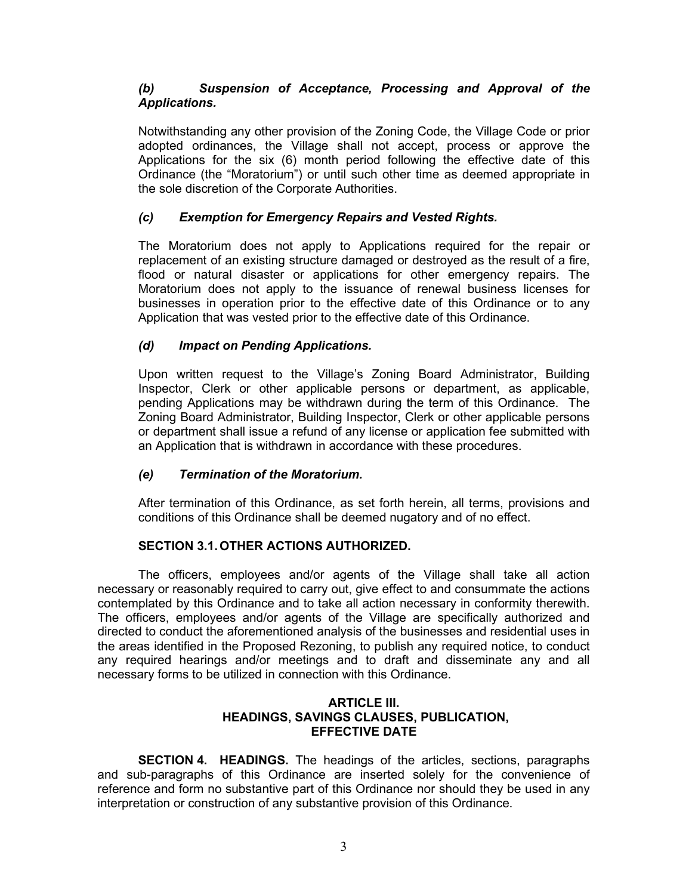### *(b) Suspension of Acceptance, Processing and Approval of the Applications.*

Notwithstanding any other provision of the Zoning Code, the Village Code or prior adopted ordinances, the Village shall not accept, process or approve the Applications for the six (6) month period following the effective date of this Ordinance (the "Moratorium") or until such other time as deemed appropriate in the sole discretion of the Corporate Authorities.

### *(c) Exemption for Emergency Repairs and Vested Rights.*

The Moratorium does not apply to Applications required for the repair or replacement of an existing structure damaged or destroyed as the result of a fire, flood or natural disaster or applications for other emergency repairs. The Moratorium does not apply to the issuance of renewal business licenses for businesses in operation prior to the effective date of this Ordinance or to any Application that was vested prior to the effective date of this Ordinance.

### *(d) Impact on Pending Applications.*

Upon written request to the Village's Zoning Board Administrator, Building Inspector, Clerk or other applicable persons or department, as applicable, pending Applications may be withdrawn during the term of this Ordinance. The Zoning Board Administrator, Building Inspector, Clerk or other applicable persons or department shall issue a refund of any license or application fee submitted with an Application that is withdrawn in accordance with these procedures.

### *(e) Termination of the Moratorium.*

After termination of this Ordinance, as set forth herein, all terms, provisions and conditions of this Ordinance shall be deemed nugatory and of no effect.

**SECTION 3.1. OTHER ACTIONS AUTHORIZED.**

The officers, employees and/or agents of the Village shall take all action necessary or reasonably required to carry out, give effect to and consummate the actions contemplated by this Ordinance and to take all action necessary in conformity therewith. The officers, employees and/or agents of the Village are specifically authorized and directed to conduct the aforementioned analysis of the businesses and residential uses in the areas identified in the Proposed Rezoning, to publish any required notice, to conduct any required hearings and/or meetings and to draft and disseminate any and all necessary forms to be utilized in connection with this Ordinance.

## ARTICLE III.
## HEADINGS, SAVINGS CLAUSES, PUBLICATION, EFFECTIVE DATE

**SECTION 4. HEADINGS.** The headings of the articles, sections, paragraphs and sub-paragraphs of this Ordinance are inserted solely for the convenience of reference and form no substantive part of this Ordinance nor should they be used in any interpretation or construction of any substantive provision of this Ordinance.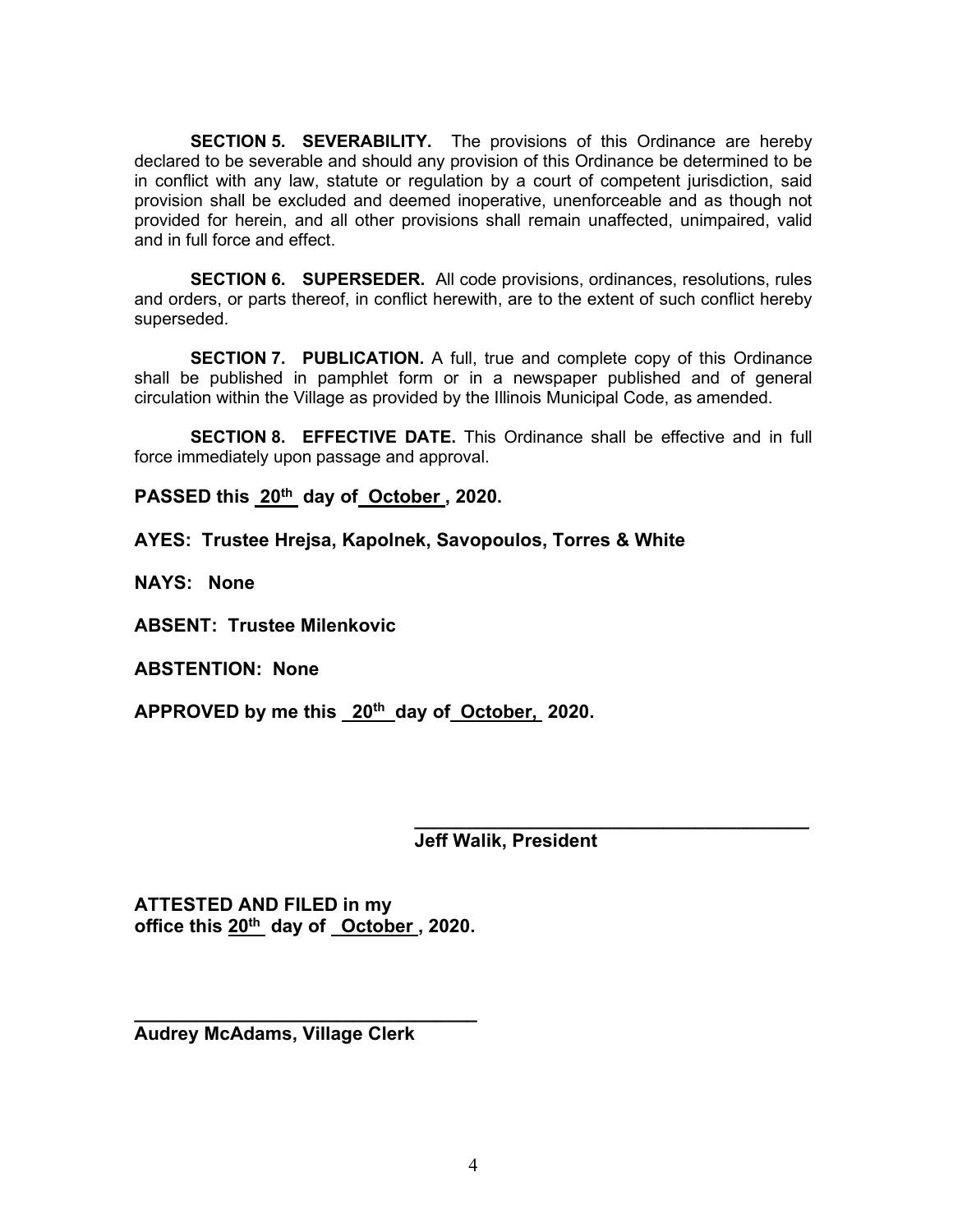**SECTION 5. SEVERABILITY.** The provisions of this Ordinance are hereby declared to be severable and should any provision of this Ordinance be determined to be in conflict with any law, statute or regulation by a court of competent jurisdiction, said provision shall be excluded and deemed inoperative, unenforceable and as though not provided for herein, and all other provisions shall remain unaffected, unimpaired, valid and in full force and effect.

**SECTION 6. SUPERSEDER.** All code provisions, ordinances, resolutions, rules and orders, or parts thereof, in conflict herewith, are to the extent of such conflict hereby superseded.

**SECTION 7. PUBLICATION.** A full, true and complete copy of this Ordinance shall be published in pamphlet form or in a newspaper published and of general circulation within the Village as provided by the Illinois Municipal Code, as amended.

**SECTION 8. EFFECTIVE DATE.** This Ordinance shall be effective and in full force immediately upon passage and approval.

**PASSED this 20th day of October, 2020.**

**AYES: Trustee Hrejsa, Kapolnek, Savopoulos, Torres & White**

**NAYS: None**

**ABSENT: Trustee Milenkovic**

**ABSTENTION: None**

**APPROVED by me this 20th day of October, 2020.**

\_\_\_\_\_\_\_\_\_\_\_\_\_\_\_\_\_\_\_\_\_\_\_\_\_\_\_\_\_\_\_\_\_\_\_\_\_\_\_\_

**Jeff Walik, President**

**ATTESTED AND FILED in my office this 20th day of October, 2020.**

\_\_\_\_\_\_\_\_\_\_\_\_\_\_\_\_\_\_\_\_\_\_\_\_\_\_\_\_\_\_\_\_\_\_

**Audrey McAdams, Village Clerk**